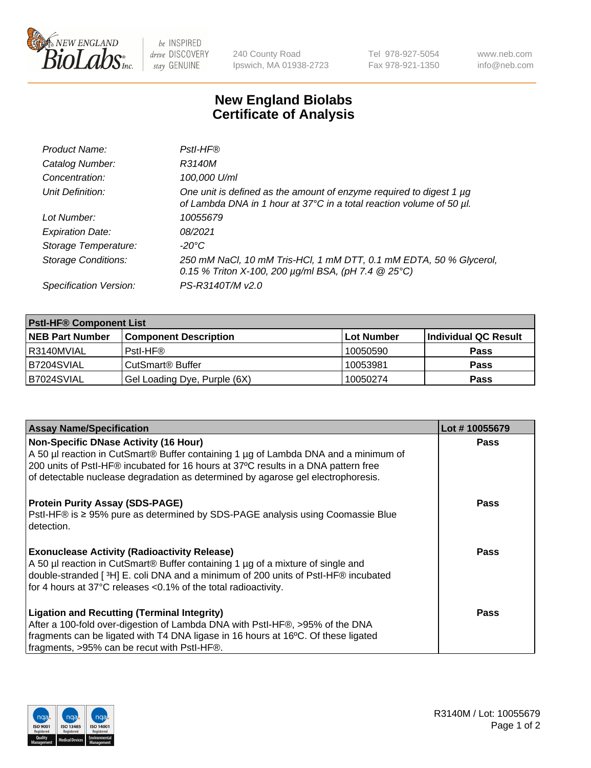# New England Biolabs Certificate of Analysis

240 County Road
Ipswich, MA 01938-2723

Tel 978-927-5054
Fax 978-921-1350

www.neb.com
info@neb.com

| | |
|---|---|
| *Product Name:* | *PstI-HF®* |
| *Catalog Number:* | *R3140M* |
| *Concentration:* | *100,000 U/ml* |
| *Unit Definition:* | *One unit is defined as the amount of enzyme required to digest 1 µg of Lambda DNA in 1 hour at 37°C in a total reaction volume of 50 µl.* |
| *Lot Number:* | *10055679* |
| *Expiration Date:* | *08/2021* |
| *Storage Temperature:* | *-20°C* |
| *Storage Conditions:* | *250 mM NaCl, 10 mM Tris-HCl, 1 mM DTT, 0.1 mM EDTA, 50 % Glycerol, 0.15 % Triton X-100, 200 µg/ml BSA, (pH 7.4 @ 25°C)* |
| *Specification Version:* | *PS-R3140T/M v2.0* |

| PstI-HF® Component List | | | |
|---|---|---|---|
| **NEB Part Number** | **Component Description** | **Lot Number** | **Individual QC Result** |
| R3140MVIAL | PstI-HF® | 10050590 | **Pass** |
| B7204SVIAL | CutSmart® Buffer | 10053981 | **Pass** |
| B7024SVIAL | Gel Loading Dye, Purple (6X) | 10050274 | **Pass** |

| Assay Name/Specification | Lot # 10055679 |
|---|---|
| **Non-Specific DNase Activity (16 Hour)** A 50 µl reaction in CutSmart® Buffer containing 1 µg of Lambda DNA and a minimum of 200 units of PstI-HF® incubated for 16 hours at 37ºC results in a DNA pattern free of detectable nuclease degradation as determined by agarose gel electrophoresis. | **Pass** |
| **Protein Purity Assay (SDS-PAGE)** PstI-HF® is ≥ 95% pure as determined by SDS-PAGE analysis using Coomassie Blue detection. | **Pass** |
| **Exonuclease Activity (Radioactivity Release)** A 50 µl reaction in CutSmart® Buffer containing 1 µg of a mixture of single and double-stranded [ $^3$H] E. coli DNA and a minimum of 200 units of PstI-HF® incubated for 4 hours at 37°C releases <0.1% of the total radioactivity. | **Pass** |
| **Ligation and Recutting (Terminal Integrity)** After a 100-fold over-digestion of Lambda DNA with PstI-HF®, >95% of the DNA fragments can be ligated with T4 DNA ligase in 16 hours at 16ºC. Of these ligated fragments, >95% can be recut with PstI-HF®. | **Pass** |

R3140M / Lot: 10055679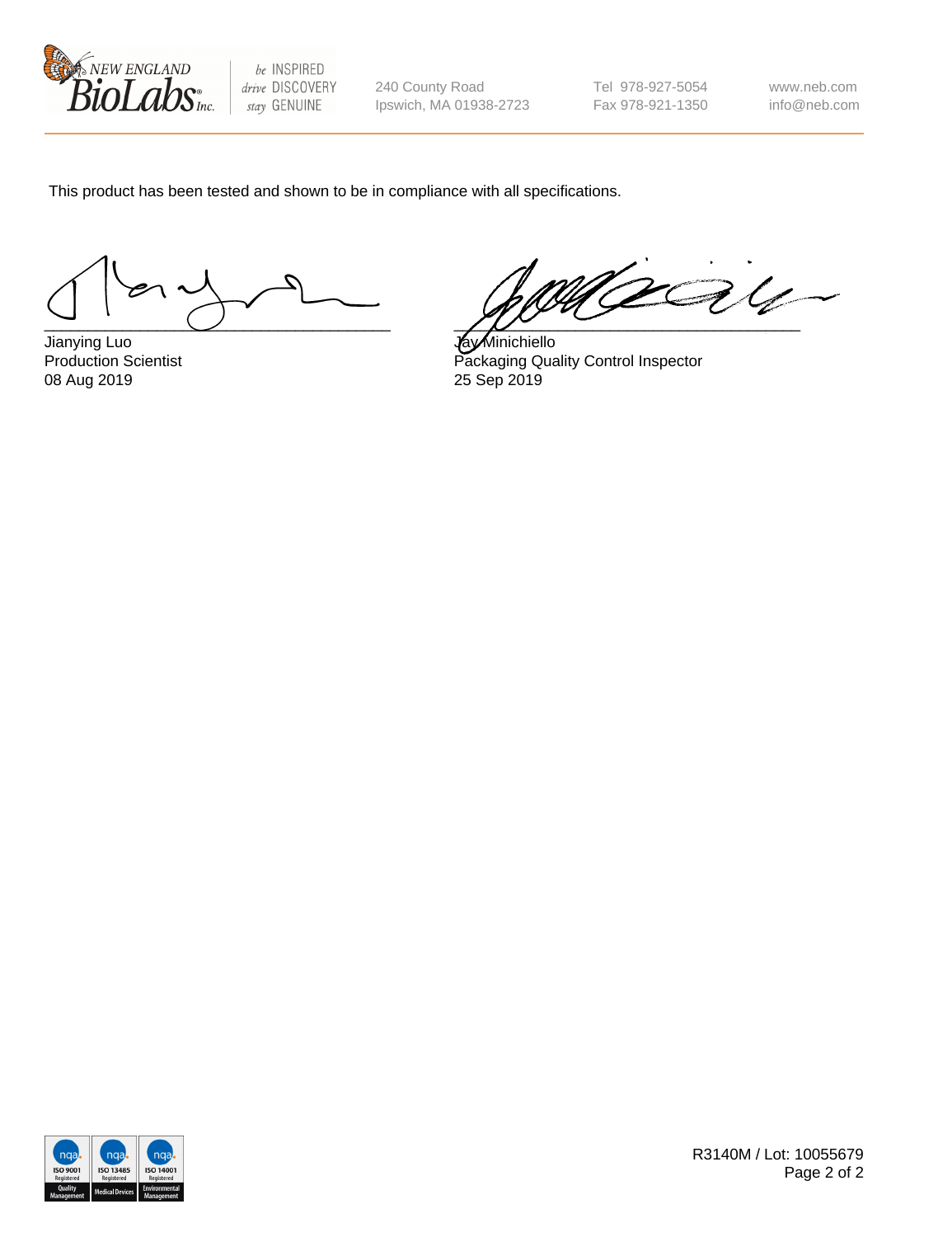This product has been tested and shown to be in compliance with all specifications.

Jianying Luo
Production Scientist
08 Aug 2019

Jay Minichiello
Packaging Quality Control Inspector
25 Sep 2019

R3140M / Lot: 10055679